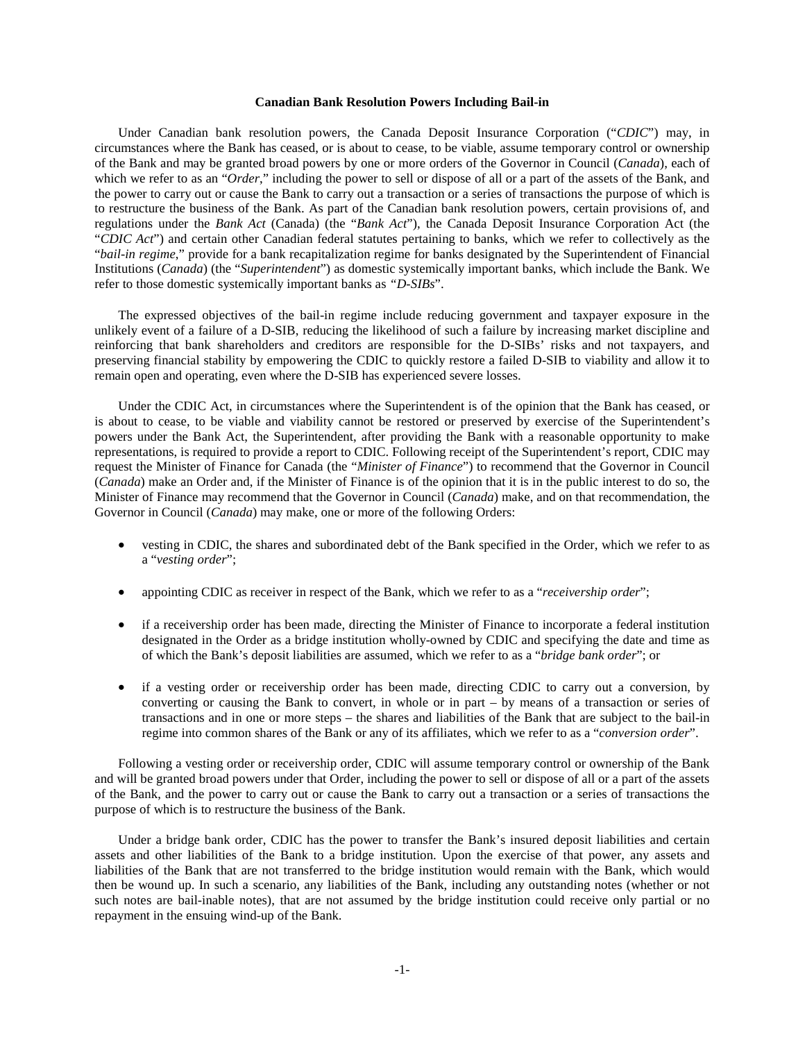**Canadian Bank Resolution Powers Including Bail-in**

Under Canadian bank resolution powers, the Canada Deposit Insurance Corporation ("*CDIC*") may, in circumstances where the Bank has ceased, or is about to cease, to be viable, assume temporary control or ownership of the Bank and may be granted broad powers by one or more orders of the Governor in Council (*Canada*), each of which we refer to as an "*Order*," including the power to sell or dispose of all or a part of the assets of the Bank, and the power to carry out or cause the Bank to carry out a transaction or a series of transactions the purpose of which is to restructure the business of the Bank. As part of the Canadian bank resolution powers, certain provisions of, and regulations under the *Bank Act* (Canada) (the "*Bank Act*"), the Canada Deposit Insurance Corporation Act (the "*CDIC Act*") and certain other Canadian federal statutes pertaining to banks, which we refer to collectively as the "*bail-in regime*," provide for a bank recapitalization regime for banks designated by the Superintendent of Financial Institutions (*Canada*) (the "*Superintendent*") as domestic systemically important banks, which include the Bank. We refer to those domestic systemically important banks as "*D-SIBs*".

The expressed objectives of the bail-in regime include reducing government and taxpayer exposure in the unlikely event of a failure of a D-SIB, reducing the likelihood of such a failure by increasing market discipline and reinforcing that bank shareholders and creditors are responsible for the D-SIBs' risks and not taxpayers, and preserving financial stability by empowering the CDIC to quickly restore a failed D-SIB to viability and allow it to remain open and operating, even where the D-SIB has experienced severe losses.

Under the CDIC Act, in circumstances where the Superintendent is of the opinion that the Bank has ceased, or is about to cease, to be viable and viability cannot be restored or preserved by exercise of the Superintendent's powers under the Bank Act, the Superintendent, after providing the Bank with a reasonable opportunity to make representations, is required to provide a report to CDIC. Following receipt of the Superintendent's report, CDIC may request the Minister of Finance for Canada (the "*Minister of Finance*") to recommend that the Governor in Council (*Canada*) make an Order and, if the Minister of Finance is of the opinion that it is in the public interest to do so, the Minister of Finance may recommend that the Governor in Council (*Canada*) make, and on that recommendation, the Governor in Council (*Canada*) may make, one or more of the following Orders:

- vesting in CDIC, the shares and subordinated debt of the Bank specified in the Order, which we refer to as a "*vesting order*";
- appointing CDIC as receiver in respect of the Bank, which we refer to as a "*receivership order*";
- if a receivership order has been made, directing the Minister of Finance to incorporate a federal institution designated in the Order as a bridge institution wholly-owned by CDIC and specifying the date and time as of which the Bank's deposit liabilities are assumed, which we refer to as a "*bridge bank order*"; or
- if a vesting order or receivership order has been made, directing CDIC to carry out a conversion, by converting or causing the Bank to convert, in whole or in part – by means of a transaction or series of transactions and in one or more steps – the shares and liabilities of the Bank that are subject to the bail-in regime into common shares of the Bank or any of its affiliates, which we refer to as a "*conversion order*".

Following a vesting order or receivership order, CDIC will assume temporary control or ownership of the Bank and will be granted broad powers under that Order, including the power to sell or dispose of all or a part of the assets of the Bank, and the power to carry out or cause the Bank to carry out a transaction or a series of transactions the purpose of which is to restructure the business of the Bank.

Under a bridge bank order, CDIC has the power to transfer the Bank's insured deposit liabilities and certain assets and other liabilities of the Bank to a bridge institution. Upon the exercise of that power, any assets and liabilities of the Bank that are not transferred to the bridge institution would remain with the Bank, which would then be wound up. In such a scenario, any liabilities of the Bank, including any outstanding notes (whether or not such notes are bail-inable notes), that are not assumed by the bridge institution could receive only partial or no repayment in the ensuing wind-up of the Bank.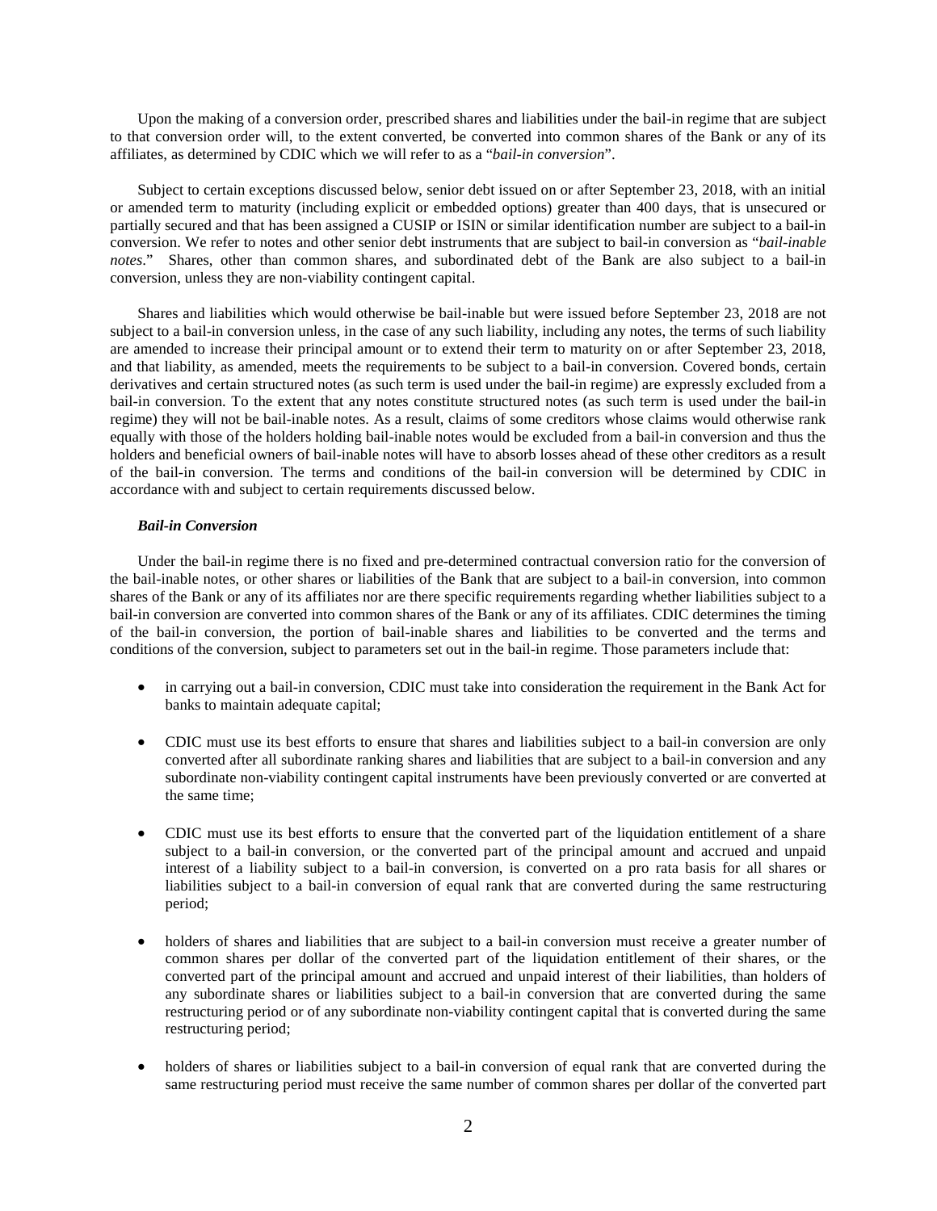Upon the making of a conversion order, prescribed shares and liabilities under the bail-in regime that are subject to that conversion order will, to the extent converted, be converted into common shares of the Bank or any of its affiliates, as determined by CDIC which we will refer to as a "*bail-in conversion*".

Subject to certain exceptions discussed below, senior debt issued on or after September 23, 2018, with an initial or amended term to maturity (including explicit or embedded options) greater than 400 days, that is unsecured or partially secured and that has been assigned a CUSIP or ISIN or similar identification number are subject to a bail-in conversion. We refer to notes and other senior debt instruments that are subject to bail-in conversion as "*bail-inable notes*." Shares, other than common shares, and subordinated debt of the Bank are also subject to a bail-in conversion, unless they are non-viability contingent capital.

Shares and liabilities which would otherwise be bail-inable but were issued before September 23, 2018 are not subject to a bail-in conversion unless, in the case of any such liability, including any notes, the terms of such liability are amended to increase their principal amount or to extend their term to maturity on or after September 23, 2018, and that liability, as amended, meets the requirements to be subject to a bail-in conversion. Covered bonds, certain derivatives and certain structured notes (as such term is used under the bail-in regime) are expressly excluded from a bail-in conversion. To the extent that any notes constitute structured notes (as such term is used under the bail-in regime) they will not be bail-inable notes. As a result, claims of some creditors whose claims would otherwise rank equally with those of the holders holding bail-inable notes would be excluded from a bail-in conversion and thus the holders and beneficial owners of bail-inable notes will have to absorb losses ahead of these other creditors as a result of the bail-in conversion. The terms and conditions of the bail-in conversion will be determined by CDIC in accordance with and subject to certain requirements discussed below.

***Bail-in Conversion***

Under the bail-in regime there is no fixed and pre-determined contractual conversion ratio for the conversion of the bail-inable notes, or other shares or liabilities of the Bank that are subject to a bail-in conversion, into common shares of the Bank or any of its affiliates nor are there specific requirements regarding whether liabilities subject to a bail-in conversion are converted into common shares of the Bank or any of its affiliates. CDIC determines the timing of the bail-in conversion, the portion of bail-inable shares and liabilities to be converted and the terms and conditions of the conversion, subject to parameters set out in the bail-in regime. Those parameters include that:

- in carrying out a bail-in conversion, CDIC must take into consideration the requirement in the Bank Act for banks to maintain adequate capital;
- CDIC must use its best efforts to ensure that shares and liabilities subject to a bail-in conversion are only converted after all subordinate ranking shares and liabilities that are subject to a bail-in conversion and any subordinate non-viability contingent capital instruments have been previously converted or are converted at the same time;
- CDIC must use its best efforts to ensure that the converted part of the liquidation entitlement of a share subject to a bail-in conversion, or the converted part of the principal amount and accrued and unpaid interest of a liability subject to a bail-in conversion, is converted on a pro rata basis for all shares or liabilities subject to a bail-in conversion of equal rank that are converted during the same restructuring period;
- holders of shares and liabilities that are subject to a bail-in conversion must receive a greater number of common shares per dollar of the converted part of the liquidation entitlement of their shares, or the converted part of the principal amount and accrued and unpaid interest of their liabilities, than holders of any subordinate shares or liabilities subject to a bail-in conversion that are converted during the same restructuring period or of any subordinate non-viability contingent capital that is converted during the same restructuring period;
- holders of shares or liabilities subject to a bail-in conversion of equal rank that are converted during the same restructuring period must receive the same number of common shares per dollar of the converted part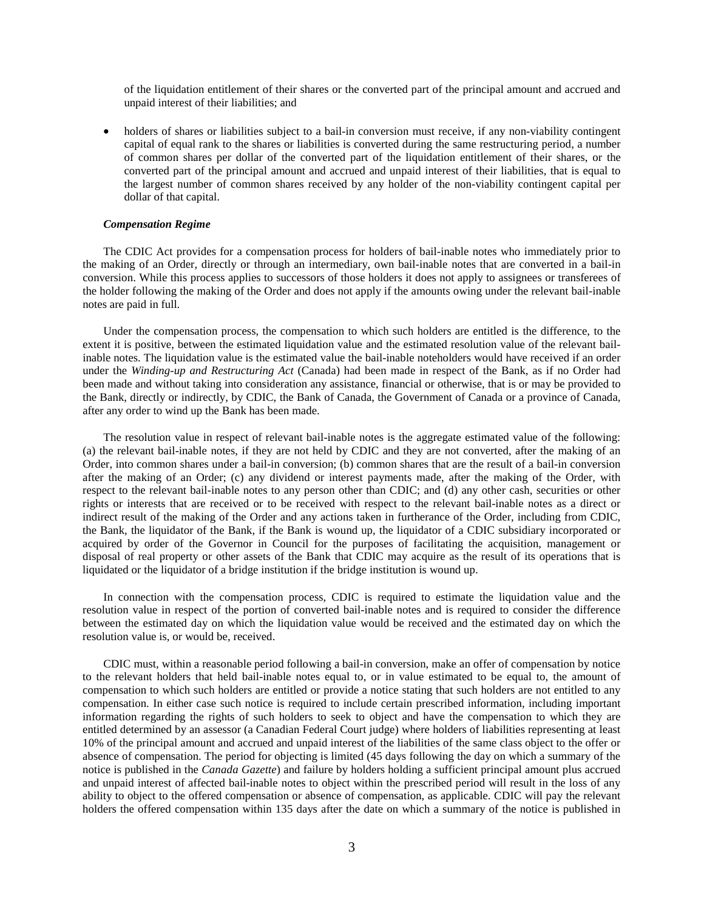of the liquidation entitlement of their shares or the converted part of the principal amount and accrued and unpaid interest of their liabilities; and

- holders of shares or liabilities subject to a bail-in conversion must receive, if any non-viability contingent capital of equal rank to the shares or liabilities is converted during the same restructuring period, a number of common shares per dollar of the converted part of the liquidation entitlement of their shares, or the converted part of the principal amount and accrued and unpaid interest of their liabilities, that is equal to the largest number of common shares received by any holder of the non-viability contingent capital per dollar of that capital.

***Compensation Regime***

The CDIC Act provides for a compensation process for holders of bail-inable notes who immediately prior to the making of an Order, directly or through an intermediary, own bail-inable notes that are converted in a bail-in conversion. While this process applies to successors of those holders it does not apply to assignees or transferees of the holder following the making of the Order and does not apply if the amounts owing under the relevant bail-inable notes are paid in full.

Under the compensation process, the compensation to which such holders are entitled is the difference, to the extent it is positive, between the estimated liquidation value and the estimated resolution value of the relevant bail-inable notes. The liquidation value is the estimated value the bail-inable noteholders would have received if an order under the *Winding-up and Restructuring Act* (Canada) had been made in respect of the Bank, as if no Order had been made and without taking into consideration any assistance, financial or otherwise, that is or may be provided to the Bank, directly or indirectly, by CDIC, the Bank of Canada, the Government of Canada or a province of Canada, after any order to wind up the Bank has been made.

The resolution value in respect of relevant bail-inable notes is the aggregate estimated value of the following: (a) the relevant bail-inable notes, if they are not held by CDIC and they are not converted, after the making of an Order, into common shares under a bail-in conversion; (b) common shares that are the result of a bail-in conversion after the making of an Order; (c) any dividend or interest payments made, after the making of the Order, with respect to the relevant bail-inable notes to any person other than CDIC; and (d) any other cash, securities or other rights or interests that are received or to be received with respect to the relevant bail-inable notes as a direct or indirect result of the making of the Order and any actions taken in furtherance of the Order, including from CDIC, the Bank, the liquidator of the Bank, if the Bank is wound up, the liquidator of a CDIC subsidiary incorporated or acquired by order of the Governor in Council for the purposes of facilitating the acquisition, management or disposal of real property or other assets of the Bank that CDIC may acquire as the result of its operations that is liquidated or the liquidator of a bridge institution if the bridge institution is wound up.

In connection with the compensation process, CDIC is required to estimate the liquidation value and the resolution value in respect of the portion of converted bail-inable notes and is required to consider the difference between the estimated day on which the liquidation value would be received and the estimated day on which the resolution value is, or would be, received.

CDIC must, within a reasonable period following a bail-in conversion, make an offer of compensation by notice to the relevant holders that held bail-inable notes equal to, or in value estimated to be equal to, the amount of compensation to which such holders are entitled or provide a notice stating that such holders are not entitled to any compensation. In either case such notice is required to include certain prescribed information, including important information regarding the rights of such holders to seek to object and have the compensation to which they are entitled determined by an assessor (a Canadian Federal Court judge) where holders of liabilities representing at least 10% of the principal amount and accrued and unpaid interest of the liabilities of the same class object to the offer or absence of compensation. The period for objecting is limited (45 days following the day on which a summary of the notice is published in the *Canada Gazette*) and failure by holders holding a sufficient principal amount plus accrued and unpaid interest of affected bail-inable notes to object within the prescribed period will result in the loss of any ability to object to the offered compensation or absence of compensation, as applicable. CDIC will pay the relevant holders the offered compensation within 135 days after the date on which a summary of the notice is published in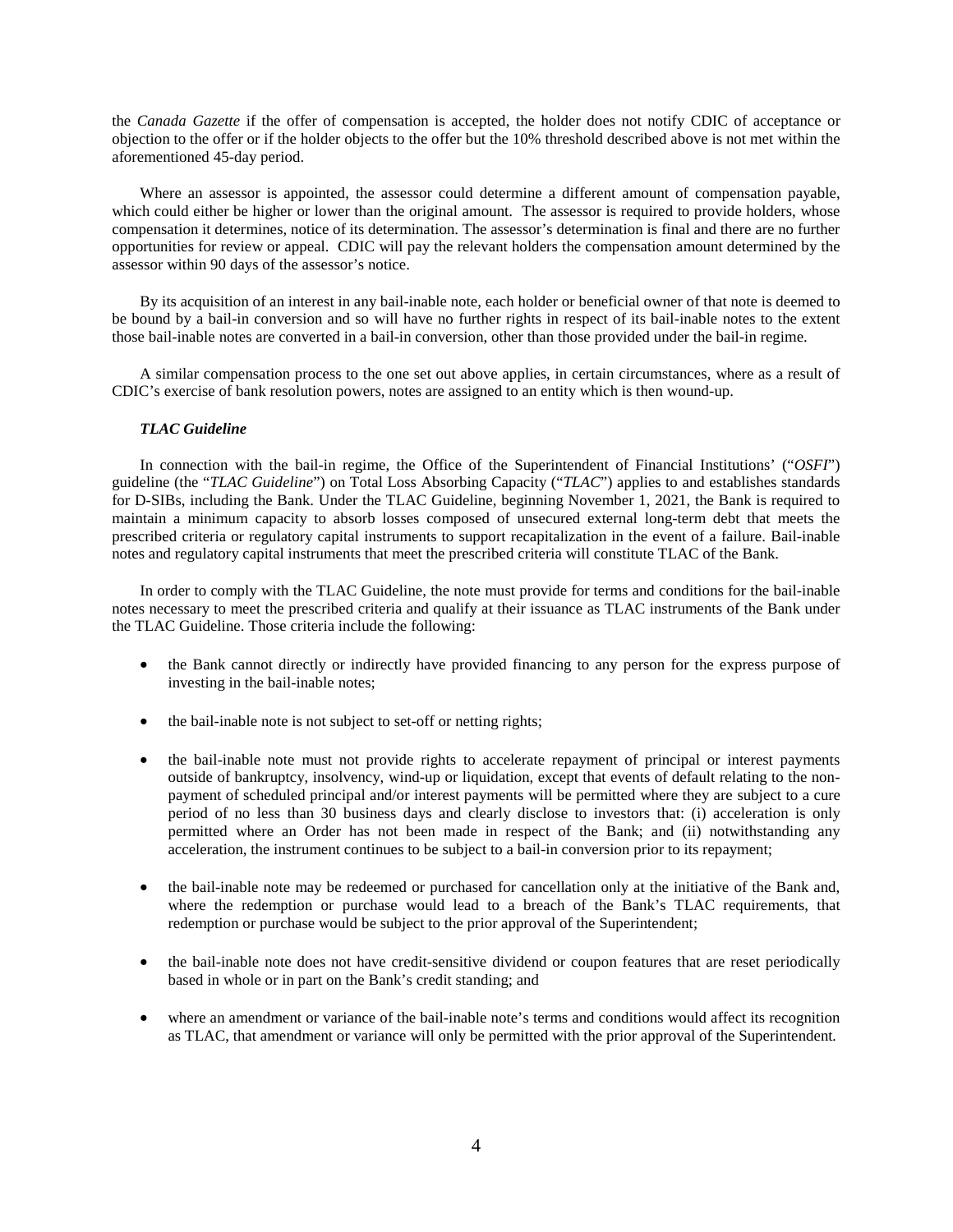the *Canada Gazette* if the offer of compensation is accepted, the holder does not notify CDIC of acceptance or objection to the offer or if the holder objects to the offer but the 10% threshold described above is not met within the aforementioned 45-day period.

Where an assessor is appointed, the assessor could determine a different amount of compensation payable, which could either be higher or lower than the original amount. The assessor is required to provide holders, whose compensation it determines, notice of its determination. The assessor's determination is final and there are no further opportunities for review or appeal. CDIC will pay the relevant holders the compensation amount determined by the assessor within 90 days of the assessor's notice.

By its acquisition of an interest in any bail-inable note, each holder or beneficial owner of that note is deemed to be bound by a bail-in conversion and so will have no further rights in respect of its bail-inable notes to the extent those bail-inable notes are converted in a bail-in conversion, other than those provided under the bail-in regime.

A similar compensation process to the one set out above applies, in certain circumstances, where as a result of CDIC's exercise of bank resolution powers, notes are assigned to an entity which is then wound-up.

***TLAC Guideline***

In connection with the bail-in regime, the Office of the Superintendent of Financial Institutions' ("*OSFI*") guideline (the "*TLAC Guideline*") on Total Loss Absorbing Capacity ("*TLAC*") applies to and establishes standards for D-SIBs, including the Bank. Under the TLAC Guideline, beginning November 1, 2021, the Bank is required to maintain a minimum capacity to absorb losses composed of unsecured external long-term debt that meets the prescribed criteria or regulatory capital instruments to support recapitalization in the event of a failure. Bail-inable notes and regulatory capital instruments that meet the prescribed criteria will constitute TLAC of the Bank.

In order to comply with the TLAC Guideline, the note must provide for terms and conditions for the bail-inable notes necessary to meet the prescribed criteria and qualify at their issuance as TLAC instruments of the Bank under the TLAC Guideline. Those criteria include the following:

- the Bank cannot directly or indirectly have provided financing to any person for the express purpose of investing in the bail-inable notes;
- the bail-inable note is not subject to set-off or netting rights;
- the bail-inable note must not provide rights to accelerate repayment of principal or interest payments outside of bankruptcy, insolvency, wind-up or liquidation, except that events of default relating to the non-payment of scheduled principal and/or interest payments will be permitted where they are subject to a cure period of no less than 30 business days and clearly disclose to investors that: (i) acceleration is only permitted where an Order has not been made in respect of the Bank; and (ii) notwithstanding any acceleration, the instrument continues to be subject to a bail-in conversion prior to its repayment;
- the bail-inable note may be redeemed or purchased for cancellation only at the initiative of the Bank and, where the redemption or purchase would lead to a breach of the Bank's TLAC requirements, that redemption or purchase would be subject to the prior approval of the Superintendent;
- the bail-inable note does not have credit-sensitive dividend or coupon features that are reset periodically based in whole or in part on the Bank's credit standing; and
- where an amendment or variance of the bail-inable note's terms and conditions would affect its recognition as TLAC, that amendment or variance will only be permitted with the prior approval of the Superintendent.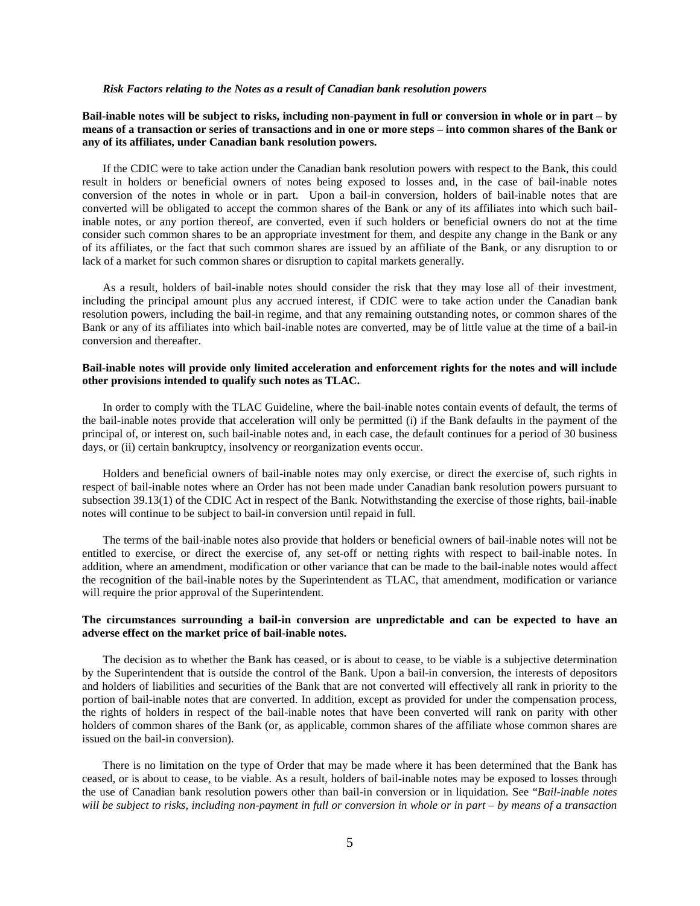***Risk Factors relating to the Notes as a result of Canadian bank resolution powers***

**Bail-inable notes will be subject to risks, including non-payment in full or conversion in whole or in part – by means of a transaction or series of transactions and in one or more steps – into common shares of the Bank or any of its affiliates, under Canadian bank resolution powers.**

If the CDIC were to take action under the Canadian bank resolution powers with respect to the Bank, this could result in holders or beneficial owners of notes being exposed to losses and, in the case of bail-inable notes conversion of the notes in whole or in part. Upon a bail-in conversion, holders of bail-inable notes that are converted will be obligated to accept the common shares of the Bank or any of its affiliates into which such bail-inable notes, or any portion thereof, are converted, even if such holders or beneficial owners do not at the time consider such common shares to be an appropriate investment for them, and despite any change in the Bank or any of its affiliates, or the fact that such common shares are issued by an affiliate of the Bank, or any disruption to or lack of a market for such common shares or disruption to capital markets generally.

As a result, holders of bail-inable notes should consider the risk that they may lose all of their investment, including the principal amount plus any accrued interest, if CDIC were to take action under the Canadian bank resolution powers, including the bail-in regime, and that any remaining outstanding notes, or common shares of the Bank or any of its affiliates into which bail-inable notes are converted, may be of little value at the time of a bail-in conversion and thereafter.

**Bail-inable notes will provide only limited acceleration and enforcement rights for the notes and will include other provisions intended to qualify such notes as TLAC.**

In order to comply with the TLAC Guideline, where the bail-inable notes contain events of default, the terms of the bail-inable notes provide that acceleration will only be permitted (i) if the Bank defaults in the payment of the principal of, or interest on, such bail-inable notes and, in each case, the default continues for a period of 30 business days, or (ii) certain bankruptcy, insolvency or reorganization events occur.

Holders and beneficial owners of bail-inable notes may only exercise, or direct the exercise of, such rights in respect of bail-inable notes where an Order has not been made under Canadian bank resolution powers pursuant to subsection 39.13(1) of the CDIC Act in respect of the Bank. Notwithstanding the exercise of those rights, bail-inable notes will continue to be subject to bail-in conversion until repaid in full.

The terms of the bail-inable notes also provide that holders or beneficial owners of bail-inable notes will not be entitled to exercise, or direct the exercise of, any set-off or netting rights with respect to bail-inable notes. In addition, where an amendment, modification or other variance that can be made to the bail-inable notes would affect the recognition of the bail-inable notes by the Superintendent as TLAC, that amendment, modification or variance will require the prior approval of the Superintendent.

**The circumstances surrounding a bail-in conversion are unpredictable and can be expected to have an adverse effect on the market price of bail-inable notes.**

The decision as to whether the Bank has ceased, or is about to cease, to be viable is a subjective determination by the Superintendent that is outside the control of the Bank. Upon a bail-in conversion, the interests of depositors and holders of liabilities and securities of the Bank that are not converted will effectively all rank in priority to the portion of bail-inable notes that are converted. In addition, except as provided for under the compensation process, the rights of holders in respect of the bail-inable notes that have been converted will rank on parity with other holders of common shares of the Bank (or, as applicable, common shares of the affiliate whose common shares are issued on the bail-in conversion).

There is no limitation on the type of Order that may be made where it has been determined that the Bank has ceased, or is about to cease, to be viable. As a result, holders of bail-inable notes may be exposed to losses through the use of Canadian bank resolution powers other than bail-in conversion or in liquidation. See "*Bail-inable notes will be subject to risks, including non-payment in full or conversion in whole or in part – by means of a transaction*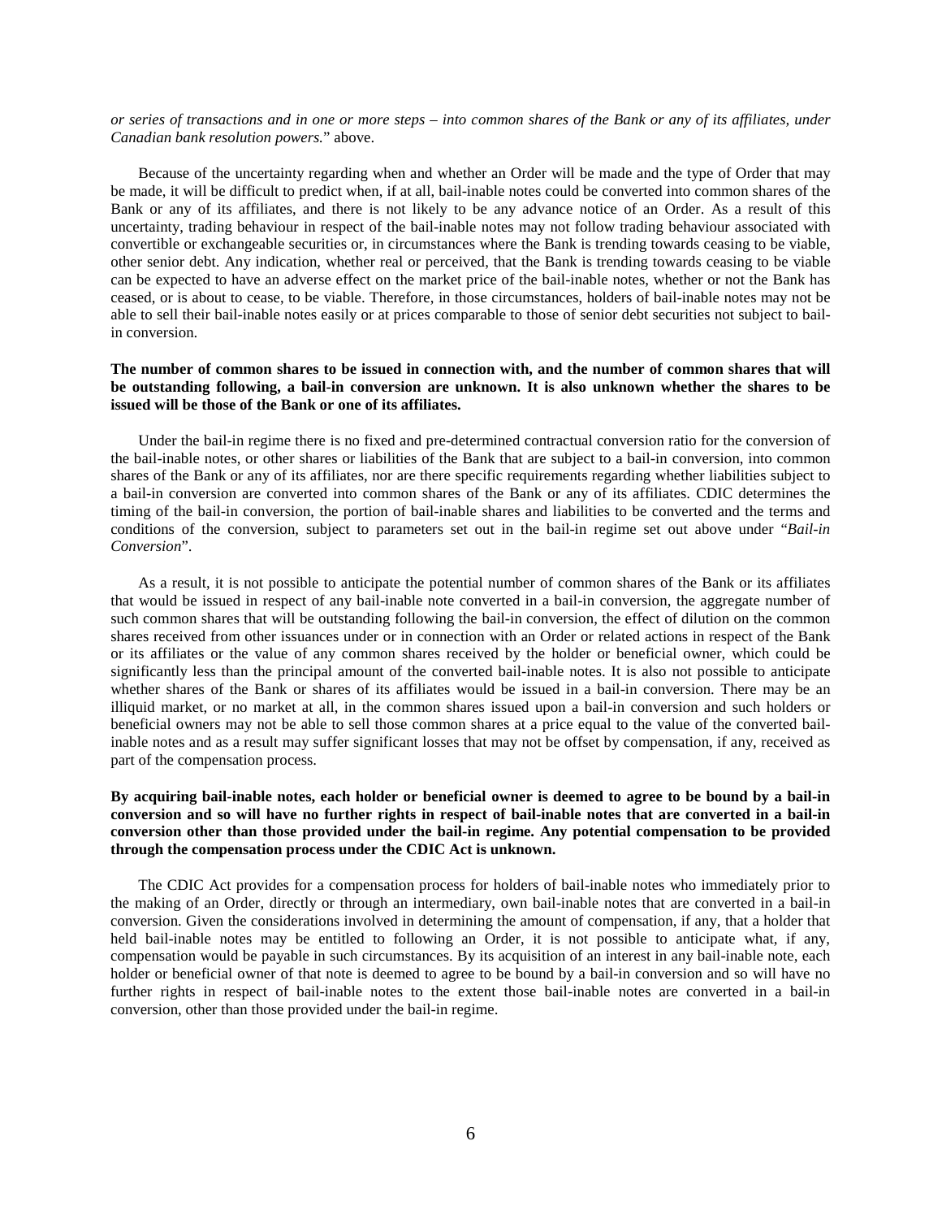*or series of transactions and in one or more steps – into common shares of the Bank or any of its affiliates, under Canadian bank resolution powers.*" above.

Because of the uncertainty regarding when and whether an Order will be made and the type of Order that may be made, it will be difficult to predict when, if at all, bail-inable notes could be converted into common shares of the Bank or any of its affiliates, and there is not likely to be any advance notice of an Order. As a result of this uncertainty, trading behaviour in respect of the bail-inable notes may not follow trading behaviour associated with convertible or exchangeable securities or, in circumstances where the Bank is trending towards ceasing to be viable, other senior debt. Any indication, whether real or perceived, that the Bank is trending towards ceasing to be viable can be expected to have an adverse effect on the market price of the bail-inable notes, whether or not the Bank has ceased, or is about to cease, to be viable. Therefore, in those circumstances, holders of bail-inable notes may not be able to sell their bail-inable notes easily or at prices comparable to those of senior debt securities not subject to bail-in conversion.

**The number of common shares to be issued in connection with, and the number of common shares that will be outstanding following, a bail-in conversion are unknown. It is also unknown whether the shares to be issued will be those of the Bank or one of its affiliates.**

Under the bail-in regime there is no fixed and pre-determined contractual conversion ratio for the conversion of the bail-inable notes, or other shares or liabilities of the Bank that are subject to a bail-in conversion, into common shares of the Bank or any of its affiliates, nor are there specific requirements regarding whether liabilities subject to a bail-in conversion are converted into common shares of the Bank or any of its affiliates. CDIC determines the timing of the bail-in conversion, the portion of bail-inable shares and liabilities to be converted and the terms and conditions of the conversion, subject to parameters set out in the bail-in regime set out above under "*Bail-in Conversion*".

As a result, it is not possible to anticipate the potential number of common shares of the Bank or its affiliates that would be issued in respect of any bail-inable note converted in a bail-in conversion, the aggregate number of such common shares that will be outstanding following the bail-in conversion, the effect of dilution on the common shares received from other issuances under or in connection with an Order or related actions in respect of the Bank or its affiliates or the value of any common shares received by the holder or beneficial owner, which could be significantly less than the principal amount of the converted bail-inable notes. It is also not possible to anticipate whether shares of the Bank or shares of its affiliates would be issued in a bail-in conversion. There may be an illiquid market, or no market at all, in the common shares issued upon a bail-in conversion and such holders or beneficial owners may not be able to sell those common shares at a price equal to the value of the converted bail-inable notes and as a result may suffer significant losses that may not be offset by compensation, if any, received as part of the compensation process.

**By acquiring bail-inable notes, each holder or beneficial owner is deemed to agree to be bound by a bail-in conversion and so will have no further rights in respect of bail-inable notes that are converted in a bail-in conversion other than those provided under the bail-in regime. Any potential compensation to be provided through the compensation process under the CDIC Act is unknown.**

The CDIC Act provides for a compensation process for holders of bail-inable notes who immediately prior to the making of an Order, directly or through an intermediary, own bail-inable notes that are converted in a bail-in conversion. Given the considerations involved in determining the amount of compensation, if any, that a holder that held bail-inable notes may be entitled to following an Order, it is not possible to anticipate what, if any, compensation would be payable in such circumstances. By its acquisition of an interest in any bail-inable note, each holder or beneficial owner of that note is deemed to agree to be bound by a bail-in conversion and so will have no further rights in respect of bail-inable notes to the extent those bail-inable notes are converted in a bail-in conversion, other than those provided under the bail-in regime.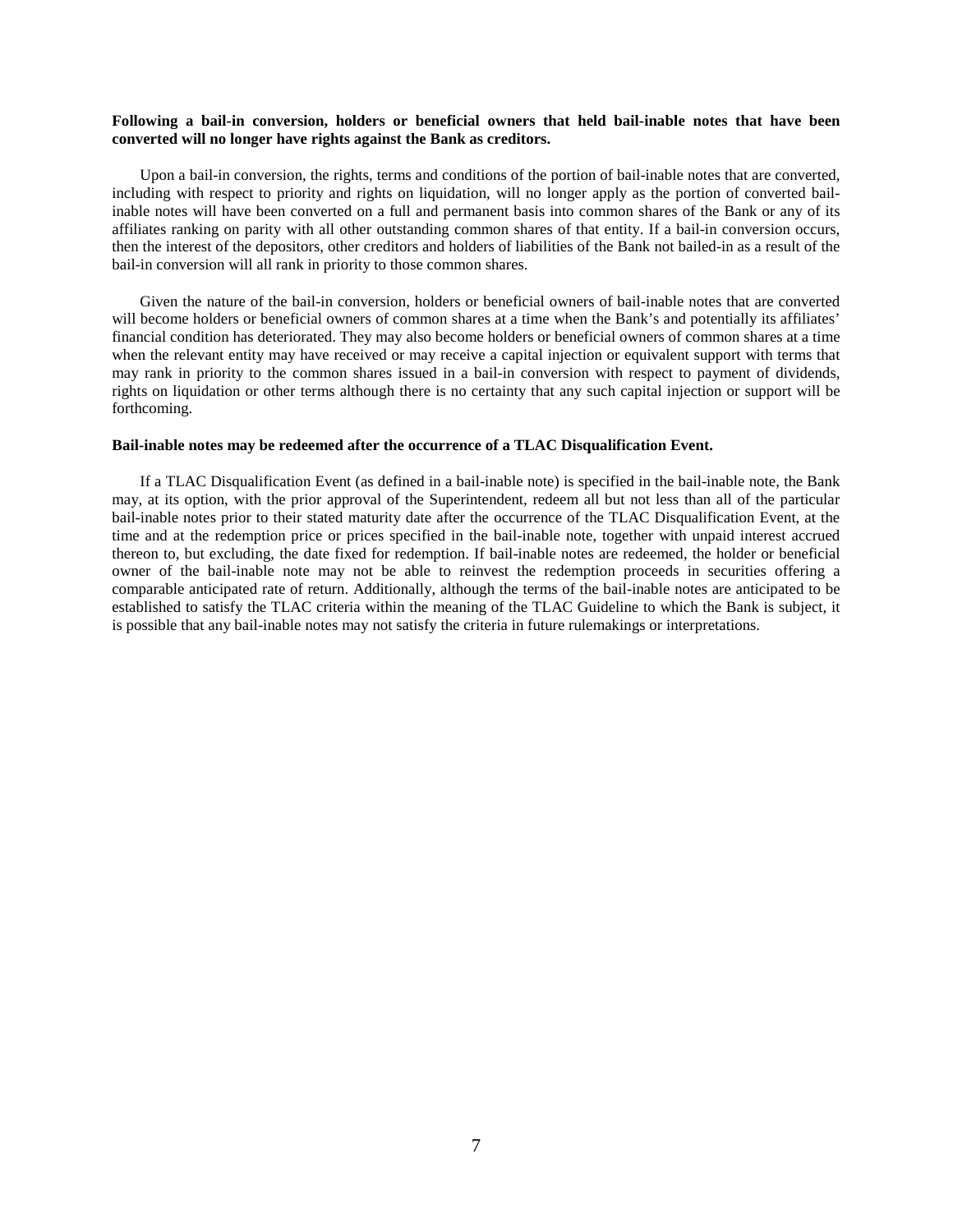**Following a bail-in conversion, holders or beneficial owners that held bail-inable notes that have been converted will no longer have rights against the Bank as creditors.**

Upon a bail-in conversion, the rights, terms and conditions of the portion of bail-inable notes that are converted, including with respect to priority and rights on liquidation, will no longer apply as the portion of converted bail-inable notes will have been converted on a full and permanent basis into common shares of the Bank or any of its affiliates ranking on parity with all other outstanding common shares of that entity. If a bail-in conversion occurs, then the interest of the depositors, other creditors and holders of liabilities of the Bank not bailed-in as a result of the bail-in conversion will all rank in priority to those common shares.

Given the nature of the bail-in conversion, holders or beneficial owners of bail-inable notes that are converted will become holders or beneficial owners of common shares at a time when the Bank's and potentially its affiliates' financial condition has deteriorated. They may also become holders or beneficial owners of common shares at a time when the relevant entity may have received or may receive a capital injection or equivalent support with terms that may rank in priority to the common shares issued in a bail-in conversion with respect to payment of dividends, rights on liquidation or other terms although there is no certainty that any such capital injection or support will be forthcoming.

**Bail-inable notes may be redeemed after the occurrence of a TLAC Disqualification Event.**

If a TLAC Disqualification Event (as defined in a bail-inable note) is specified in the bail-inable note, the Bank may, at its option, with the prior approval of the Superintendent, redeem all but not less than all of the particular bail-inable notes prior to their stated maturity date after the occurrence of the TLAC Disqualification Event, at the time and at the redemption price or prices specified in the bail-inable note, together with unpaid interest accrued thereon to, but excluding, the date fixed for redemption. If bail-inable notes are redeemed, the holder or beneficial owner of the bail-inable note may not be able to reinvest the redemption proceeds in securities offering a comparable anticipated rate of return. Additionally, although the terms of the bail-inable notes are anticipated to be established to satisfy the TLAC criteria within the meaning of the TLAC Guideline to which the Bank is subject, it is possible that any bail-inable notes may not satisfy the criteria in future rulemakings or interpretations.